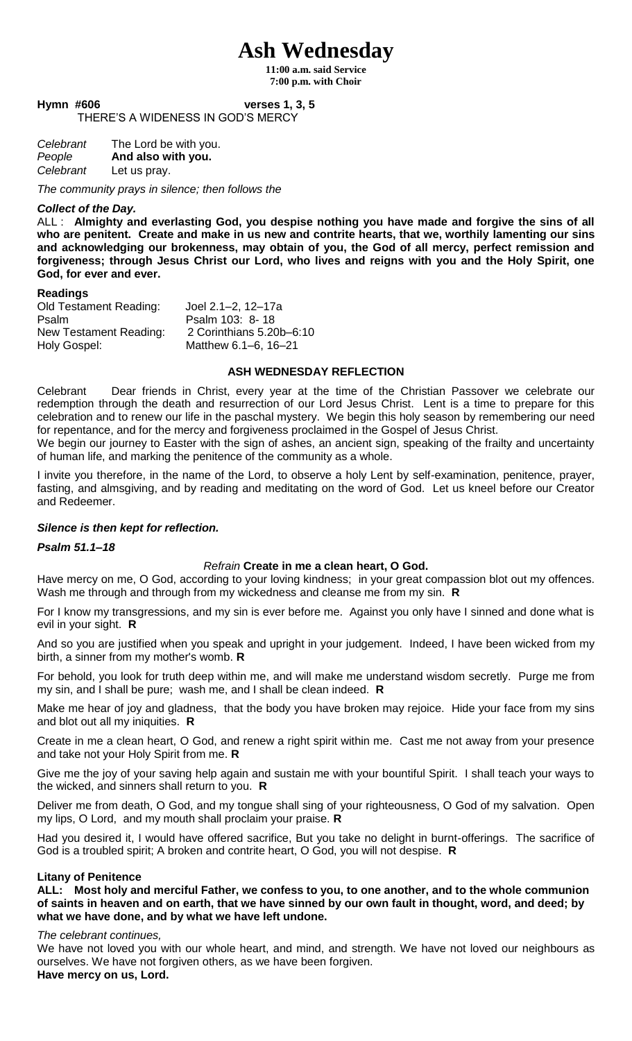# Ash Wednesday

**11:00 a.m. said Service**
**7:00 p.m. with Choir**

**Hymn #606 verses 1, 3, 5**
THERE'S A WIDENESS IN GOD'S MERCY

*Celebrant* The Lord be with you.
*People* **And also with you.**
*Celebrant* Let us pray.

*The community prays in silence; then follows the*

***Collect of the Day.***

ALL : **Almighty and everlasting God, you despise nothing you have made and forgive the sins of all who are penitent. Create and make in us new and contrite hearts, that we, worthily lamenting our sins and acknowledging our brokenness, may obtain of you, the God of all mercy, perfect remission and forgiveness; through Jesus Christ our Lord, who lives and reigns with you and the Holy Spirit, one God, for ever and ever.**

**Readings**

| | |
|---|---|
| Old Testament Reading: | Joel 2.1–2, 12–17a |
| Psalm | Psalm 103: 8- 18 |
| New Testament Reading: | 2 Corinthians 5.20b–6:10 |
| Holy Gospel: | Matthew 6.1–6, 16–21 |

## ASH WEDNESDAY REFLECTION

Celebrant Dear friends in Christ, every year at the time of the Christian Passover we celebrate our redemption through the death and resurrection of our Lord Jesus Christ. Lent is a time to prepare for this celebration and to renew our life in the paschal mystery. We begin this holy season by remembering our need for repentance, and for the mercy and forgiveness proclaimed in the Gospel of Jesus Christ.

We begin our journey to Easter with the sign of ashes, an ancient sign, speaking of the frailty and uncertainty of human life, and marking the penitence of the community as a whole.

I invite you therefore, in the name of the Lord, to observe a holy Lent by self-examination, penitence, prayer, fasting, and almsgiving, and by reading and meditating on the word of God. Let us kneel before our Creator and Redeemer.

***Silence is then kept for reflection.***

***Psalm 51.1–18***

*Refrain* **Create in me a clean heart, O God.**

Have mercy on me, O God, according to your loving kindness; in your great compassion blot out my offences. Wash me through and through from my wickedness and cleanse me from my sin. **R**

For I know my transgressions, and my sin is ever before me. Against you only have I sinned and done what is evil in your sight. **R**

And so you are justified when you speak and upright in your judgement. Indeed, I have been wicked from my birth, a sinner from my mother's womb. **R**

For behold, you look for truth deep within me, and will make me understand wisdom secretly. Purge me from my sin, and I shall be pure; wash me, and I shall be clean indeed. **R**

Make me hear of joy and gladness, that the body you have broken may rejoice. Hide your face from my sins and blot out all my iniquities. **R**

Create in me a clean heart, O God, and renew a right spirit within me. Cast me not away from your presence and take not your Holy Spirit from me. **R**

Give me the joy of your saving help again and sustain me with your bountiful Spirit. I shall teach your ways to the wicked, and sinners shall return to you. **R**

Deliver me from death, O God, and my tongue shall sing of your righteousness, O God of my salvation. Open my lips, O Lord, and my mouth shall proclaim your praise. **R**

Had you desired it, I would have offered sacrifice, But you take no delight in burnt-offerings. The sacrifice of God is a troubled spirit; A broken and contrite heart, O God, you will not despise. **R**

**Litany of Penitence**

**ALL: Most holy and merciful Father, we confess to you, to one another, and to the whole communion of saints in heaven and on earth, that we have sinned by our own fault in thought, word, and deed; by what we have done, and by what we have left undone.**

*The celebrant continues,*

We have not loved you with our whole heart, and mind, and strength. We have not loved our neighbours as ourselves. We have not forgiven others, as we have been forgiven.

**Have mercy on us, Lord.**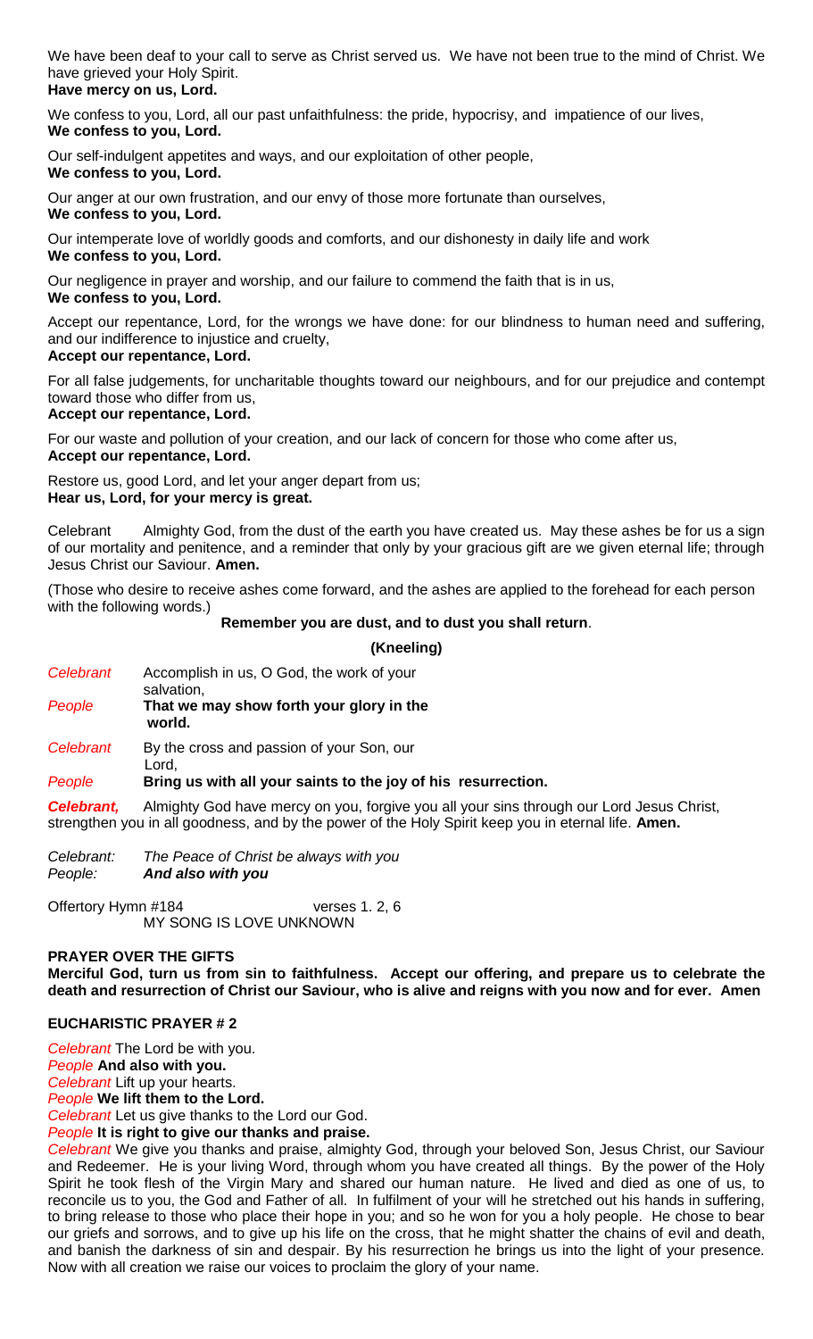We have been deaf to your call to serve as Christ served us. We have not been true to the mind of Christ. We have grieved your Holy Spirit.
**Have mercy on us, Lord.**

We confess to you, Lord, all our past unfaithfulness: the pride, hypocrisy, and impatience of our lives,
**We confess to you, Lord.**

Our self-indulgent appetites and ways, and our exploitation of other people,
**We confess to you, Lord.**

Our anger at our own frustration, and our envy of those more fortunate than ourselves,
**We confess to you, Lord.**

Our intemperate love of worldly goods and comforts, and our dishonesty in daily life and work
**We confess to you, Lord.**

Our negligence in prayer and worship, and our failure to commend the faith that is in us,
**We confess to you, Lord.**

Accept our repentance, Lord, for the wrongs we have done: for our blindness to human need and suffering, and our indifference to injustice and cruelty,
**Accept our repentance, Lord.**

For all false judgements, for uncharitable thoughts toward our neighbours, and for our prejudice and contempt toward those who differ from us,
**Accept our repentance, Lord.**

For our waste and pollution of your creation, and our lack of concern for those who come after us,
**Accept our repentance, Lord.**

Restore us, good Lord, and let your anger depart from us;
**Hear us, Lord, for your mercy is great.**

Celebrant Almighty God, from the dust of the earth you have created us. May these ashes be for us a sign of our mortality and penitence, and a reminder that only by your gracious gift are we given eternal life; through Jesus Christ our Saviour. **Amen.**

(Those who desire to receive ashes come forward, and the ashes are applied to the forehead for each person with the following words.)

**Remember you are dust, and to dust you shall return**.

**(Kneeling)**

*Celebrant* Accomplish in us, O God, the work of your salvation,
*People* **That we may show forth your glory in the world.**

*Celebrant* By the cross and passion of your Son, our Lord,
*People* **Bring us with all your saints to the joy of his resurrection.**

***Celebrant,*** Almighty God have mercy on you, forgive you all your sins through our Lord Jesus Christ, strengthen you in all goodness, and by the power of the Holy Spirit keep you in eternal life. **Amen.**

*Celebrant: The Peace of Christ be always with you*
*People:* ***And also with you***

Offertory Hymn #184 verses 1. 2, 6
MY SONG IS LOVE UNKNOWN

**PRAYER OVER THE GIFTS**

**Merciful God, turn us from sin to faithfulness. Accept our offering, and prepare us to celebrate the death and resurrection of Christ our Saviour, who is alive and reigns with you now and for ever. Amen**

**EUCHARISTIC PRAYER # 2**

*Celebrant* The Lord be with you.
*People* **And also with you.**
*Celebrant* Lift up your hearts.
*People* **We lift them to the Lord.**
*Celebrant* Let us give thanks to the Lord our God.
*People* **It is right to give our thanks and praise.**
*Celebrant* We give you thanks and praise, almighty God, through your beloved Son, Jesus Christ, our Saviour and Redeemer. He is your living Word, through whom you have created all things. By the power of the Holy Spirit he took flesh of the Virgin Mary and shared our human nature. He lived and died as one of us, to reconcile us to you, the God and Father of all. In fulfilment of your will he stretched out his hands in suffering, to bring release to those who place their hope in you; and so he won for you a holy people. He chose to bear our griefs and sorrows, and to give up his life on the cross, that he might shatter the chains of evil and death, and banish the darkness of sin and despair. By his resurrection he brings us into the light of your presence. Now with all creation we raise our voices to proclaim the glory of your name.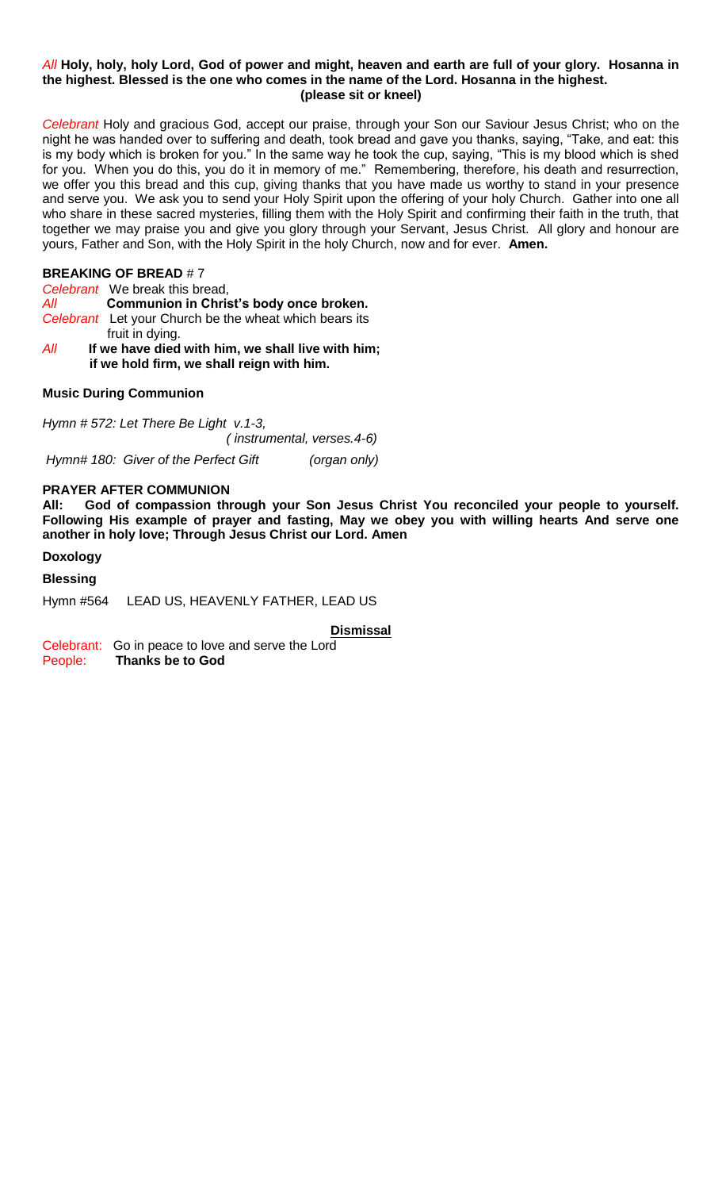*All* **Holy, holy, holy Lord, God of power and might, heaven and earth are full of your glory. Hosanna in the highest. Blessed is the one who comes in the name of the Lord. Hosanna in the highest.**
**(please sit or kneel)**

*Celebrant* Holy and gracious God, accept our praise, through your Son our Saviour Jesus Christ; who on the night he was handed over to suffering and death, took bread and gave you thanks, saying, "Take, and eat: this is my body which is broken for you." In the same way he took the cup, saying, "This is my blood which is shed for you. When you do this, you do it in memory of me." Remembering, therefore, his death and resurrection, we offer you this bread and this cup, giving thanks that you have made us worthy to stand in your presence and serve you. We ask you to send your Holy Spirit upon the offering of your holy Church. Gather into one all who share in these sacred mysteries, filling them with the Holy Spirit and confirming their faith in the truth, that together we may praise you and give you glory through your Servant, Jesus Christ. All glory and honour are yours, Father and Son, with the Holy Spirit in the holy Church, now and for ever. **Amen.**

**BREAKING OF BREAD** # 7

*Celebrant* We break this bread,
*All* **Communion in Christ's body once broken.**
*Celebrant* Let your Church be the wheat which bears its fruit in dying.
*All* **If we have died with him, we shall live with him; if we hold firm, we shall reign with him.**

**Music During Communion**

*Hymn # 572: Let There Be Light v.1-3, ( instrumental, verses.4-6)*

*Hymn# 180: Giver of the Perfect Gift (organ only)*

**PRAYER AFTER COMMUNION**

**All: God of compassion through your Son Jesus Christ You reconciled your people to yourself. Following His example of prayer and fasting, May we obey you with willing hearts And serve one another in holy love; Through Jesus Christ our Lord. Amen**

**Doxology**

**Blessing**

Hymn #564 LEAD US, HEAVENLY FATHER, LEAD US

**Dismissal**

Celebrant: Go in peace to love and serve the Lord
People: **Thanks be to God**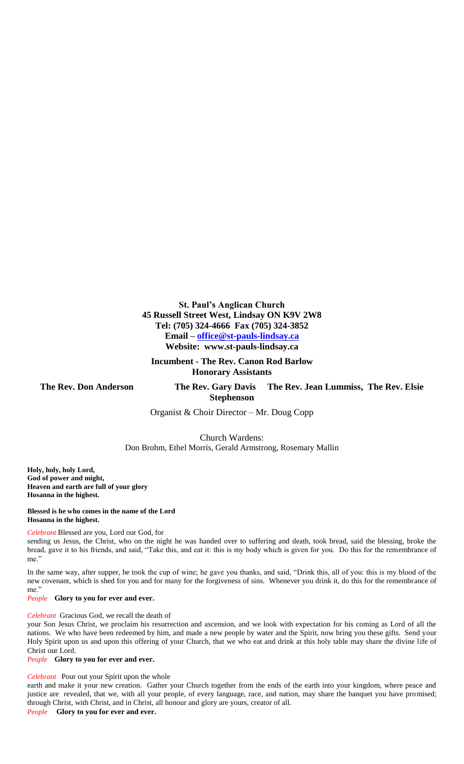**St. Paul's Anglican Church**
**45 Russell Street West, Lindsay ON K9V 2W8**
**Tel: (705) 324-4666 Fax (705) 324-3852**
**Email – office@st-pauls-lindsay.ca**
**Website: www.st-pauls-lindsay.ca**

**Incumbent - The Rev. Canon Rod Barlow**
**Honorary Assistants**

**The Rev. Don Anderson The Rev. Gary Davis The Rev. Jean Lummiss, The Rev. Elsie Stephenson**

Organist & Choir Director – Mr. Doug Copp

Church Wardens:
Don Brohm, Ethel Morris, Gerald Armstrong, Rosemary Mallin

**Holy, holy, holy Lord,**
**God of power and might,**
**Heaven and earth are full of your glory**
**Hosanna in the highest.**

**Blessed is he who comes in the name of the Lord**
**Hosanna in the highest.**

*Celebrant* Blessed are you, Lord our God, for sending us Jesus, the Christ, who on the night he was handed over to suffering and death, took bread, said the blessing, broke the bread, gave it to his friends, and said, "Take this, and eat it: this is my body which is given for you. Do this for the remembrance of me."

In the same way, after supper, he took the cup of wine; he gave you thanks, and said, "Drink this, all of you: this is my blood of the new covenant, which is shed for you and for many for the forgiveness of sins. Whenever you drink it, do this for the remembrance of me."

*People* **Glory to you for ever and ever.**

*Celebrant* Gracious God, we recall the death of your Son Jesus Christ, we proclaim his resurrection and ascension, and we look with expectation for his coming as Lord of all the nations. We who have been redeemed by him, and made a new people by water and the Spirit, now bring you these gifts. Send your Holy Spirit upon us and upon this offering of your Church, that we who eat and drink at this holy table may share the divine life of Christ our Lord.

*People* **Glory to you for ever and ever.**

*Celebrant* Pour out your Spirit upon the whole earth and make it your new creation. Gather your Church together from the ends of the earth into your kingdom, where peace and justice are revealed, that we, with all your people, of every language, race, and nation, may share the banquet you have promised; through Christ, with Christ, and in Christ, all honour and glory are yours, creator of all.

*People* **Glory to you for ever and ever.**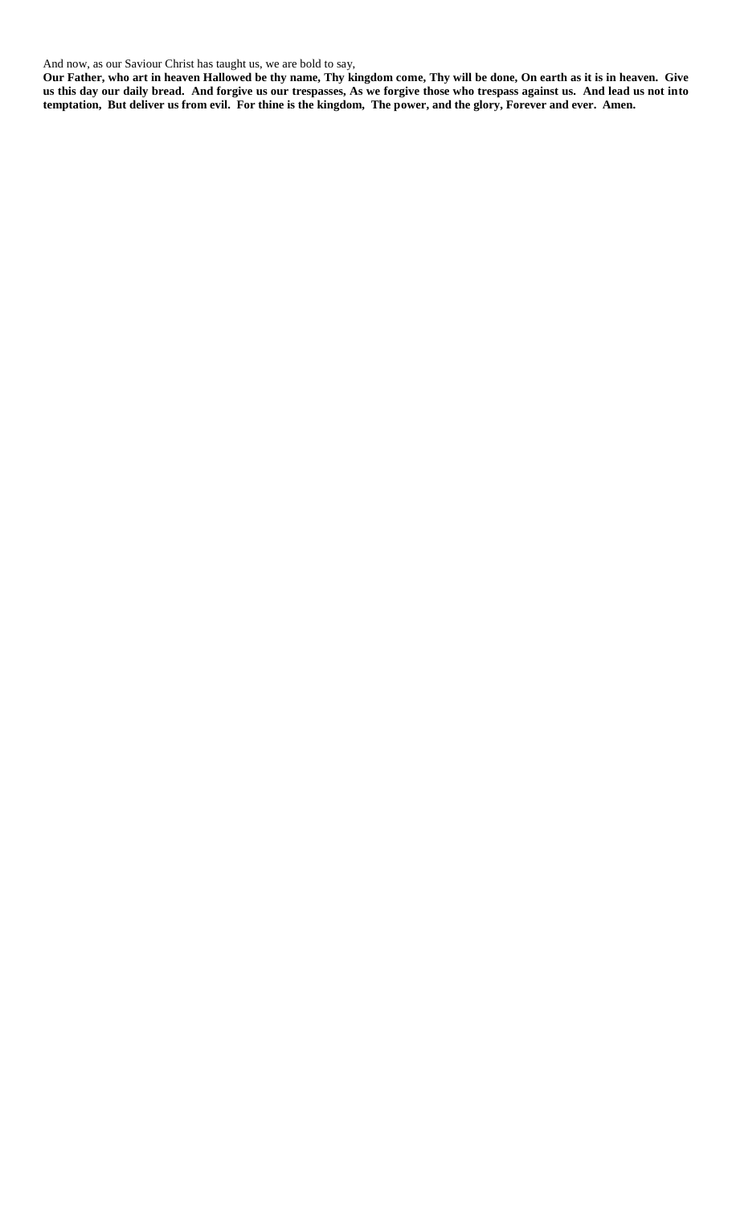And now, as our Saviour Christ has taught us, we are bold to say,

**Our Father, who art in heaven Hallowed be thy name, Thy kingdom come, Thy will be done, On earth as it is in heaven. Give us this day our daily bread. And forgive us our trespasses, As we forgive those who trespass against us. And lead us not into temptation, But deliver us from evil. For thine is the kingdom, The power, and the glory, Forever and ever. Amen.**